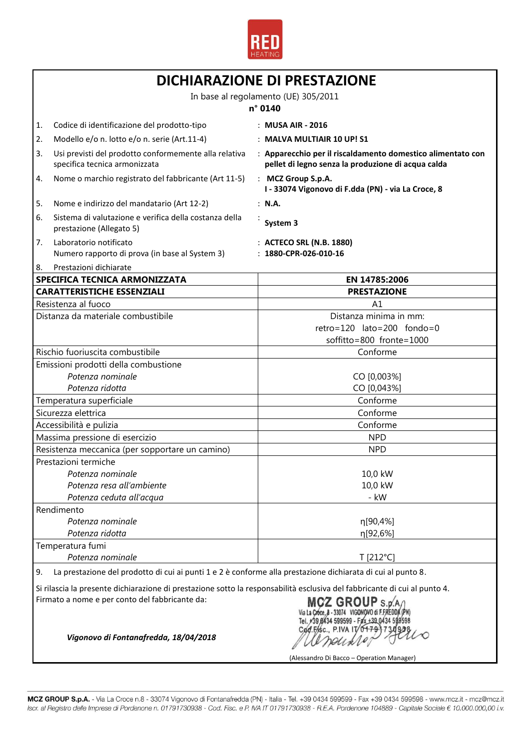RED HEATING

# DICHIARAZIONE DI PRESTAZIONE

In base al regolamento (UE) 305/2011

**n° 0140**

| | | |
|---|---|---|
| 1. | Codice di identificazione del prodotto-tipo | : **MUSA AIR - 2016** |
| 2. | Modello e/o n. lotto e/o n. serie (Art.11-4) | : **MALVA MULTIAIR 10 UP! S1** |
| 3. | Usi previsti del prodotto conformemente alla relativa specifica tecnica armonizzata | : **Apparecchio per il riscaldamento domestico alimentato con pellet di legno senza la produzione di acqua calda** |
| 4. | Nome o marchio registrato del fabbricante (Art 11-5) | : **MCZ Group S.p.A.** **I - 33074 Vigonovo di F.dda (PN) - via La Croce, 8** |
| 5. | Nome e indirizzo del mandatario (Art 12-2) | : **N.A.** |
| 6. | Sistema di valutazione e verifica della costanza della prestazione (Allegato 5) | : **System 3** |
| 7. | Laboratorio notificato<br>Numero rapporto di prova (in base al System 3) | : **ACTECO SRL (N.B. 1880)**<br>: **1880-CPR-026-010-16** |
| 8. | Prestazioni dichiarate | |

| **SPECIFICA TECNICA ARMONIZZATA** | **EN 14785:2006** |
|---|---|
| **CARATTERISTICHE ESSENZIALI** | **PRESTAZIONE** |
| Resistenza al fuoco | A1 |
| Distanza da materiale combustibile | Distanza minima in mm:<br>retro=120 lato=200 fondo=0<br>soffitto=800 fronte=1000 |
| Rischio fuoriuscita combustibile | Conforme |
| Emissioni prodotti della combustione | |
| *Potenza nominale* | CO [0,003%] |
| *Potenza ridotta* | CO [0,043%] |
| Temperatura superficiale | Conforme |
| Sicurezza elettrica | Conforme |
| Accessibilità e pulizia | Conforme |
| Massima pressione di esercizio | NPD |
| Resistenza meccanica (per sopportare un camino) | NPD |
| Prestazioni termiche | |
| *Potenza nominale* | 10,0 kW |
| *Potenza resa all'ambiente* | 10,0 kW |
| *Potenza ceduta all'acqua* | - kW |
| Rendimento | |
| *Potenza nominale* | η[90,4%] |
| *Potenza ridotta* | η[92,6%] |
| Temperatura fumi | |
| *Potenza nominale* | T [212°C] |

9. La prestazione del prodotto di cui ai punti 1 e 2 è conforme alla prestazione dichiarata di cui al punto 8.

Si rilascia la presente dichiarazione di prestazione sotto la responsabilità esclusiva del fabbricante di cui al punto 4.
Firmato a nome e per conto del fabbricante da:

***Vigonovo di Fontanafredda, 18/04/2018***

MCZ GROUP S.p.A.
Via La Croce, 8 - 33074 VIGONOVO di F.FREDDA (PN)
Tel. +39 0434 599599 - Fax +39 0434 599598
Cod.Fisc., P.IVA IT 01791730938

(Alessandro Di Bacco – Operation Manager)

**MCZ GROUP S.p.A.** - Via La Croce n.8 - 33074 Vigonovo di Fontanafredda (PN) - Italia - Tel. +39 0434 599599 - Fax +39 0434 599598 - www.mcz.it - mcz@mcz.it
*Iscr. al Registro delle Imprese di Pordenone n. 01791730938 - Cod. Fisc. e P. IVA IT 01791730938 - R.E.A. Pordenone 104889 - Capitale Sociale € 10.000.000,00 i.v.*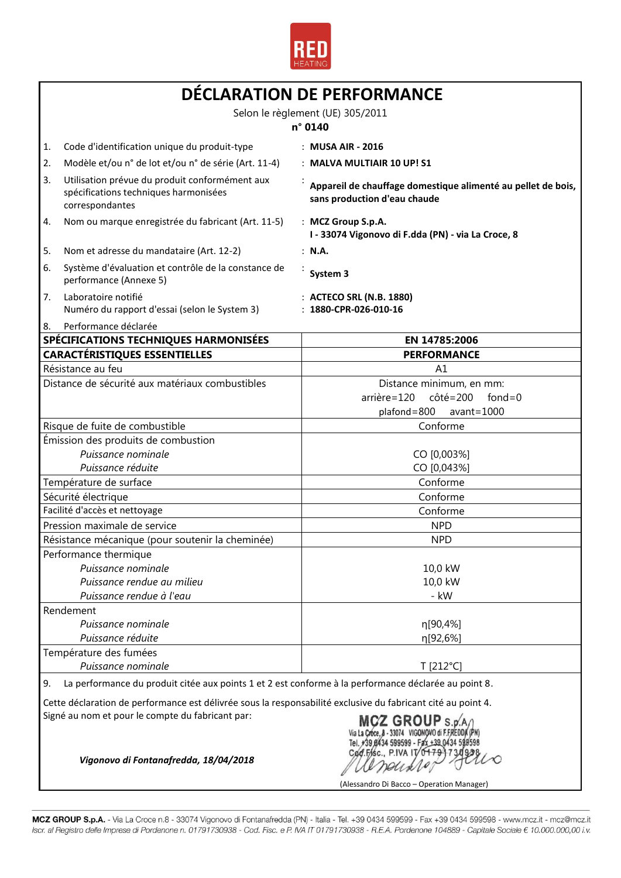RED HEATING

# DÉCLARATION DE PERFORMANCE

Selon le règlement (UE) 305/2011

**n° 0140**

1. Code d'identification unique du produit-type : **MUSA AIR - 2016**
2. Modèle et/ou n° de lot et/ou n° de série (Art. 11-4) : **MALVA MULTIAIR 10 UP! S1**
3. Utilisation prévue du produit conformément aux spécifications techniques harmonisées correspondantes : **Appareil de chauffage domestique alimenté au pellet de bois, sans production d'eau chaude**
4. Nom ou marque enregistrée du fabricant (Art. 11-5) : **MCZ Group S.p.A. I - 33074 Vigonovo di F.dda (PN) - via La Croce, 8**
5. Nom et adresse du mandataire (Art. 12-2) : **N.A.**
6. Système d'évaluation et contrôle de la constance de performance (Annexe 5) : **System 3**
7. Laboratoire notifié : **ACTECO SRL (N.B. 1880)**
   Numéro du rapport d'essai (selon le System 3) : **1880-CPR-026-010-16**
8. Performance déclarée

| **SPÉCIFICATIONS TECHNIQUES HARMONISÉES** | **EN 14785:2006** |
|---|---|
| **CARACTÉRISTIQUES ESSENTIELLES** | **PERFORMANCE** |
| Résistance au feu | A1 |
| Distance de sécurité aux matériaux combustibles | Distance minimum, en mm: arrière=120 côté=200 fond=0 plafond=800 avant=1000 |
| Risque de fuite de combustible | Conforme |
| Émission des produits de combustion | |
| *Puissance nominale* | CO [0,003%] |
| *Puissance réduite* | CO [0,043%] |
| Température de surface | Conforme |
| Sécurité électrique | Conforme |
| Facilité d'accès et nettoyage | Conforme |
| Pression maximale de service | NPD |
| Résistance mécanique (pour soutenir la cheminée) | NPD |
| Performance thermique | |
| *Puissance nominale* | 10,0 kW |
| *Puissance rendue au milieu* | 10,0 kW |
| *Puissance rendue à l'eau* | - kW |
| Rendement | |
| *Puissance nominale* | η[90,4%] |
| *Puissance réduite* | η[92,6%] |
| Température des fumées | |
| *Puissance nominale* | T [212°C] |

9. La performance du produit citée aux points 1 et 2 est conforme à la performance déclarée au point 8.

Cette déclaration de performance est délivrée sous la responsabilité exclusive du fabricant cité au point 4.
Signé au nom et pour le compte du fabricant par:

*Vigonovo di Fontanafredda, 18/04/2018*

MCZ GROUP S.p.A.
Via La Croce, 8 - 33074 VIGONOVO di F.FREDDA (PN)
Tel. +39 0434 599599 - Fax +39 0434 599598
Cod. Fisc., P.IVA IT 01791730938

(Alessandro Di Bacco – Operation Manager)

MCZ GROUP S.p.A. - Via La Croce n.8 - 33074 Vigonovo di Fontanafredda (PN) - Italia - Tel. +39 0434 599599 - Fax +39 0434 599598 - www.mcz.it - mcz@mcz.it
*Iscr. al Registro delle Imprese di Pordenone n. 01791730938 - Cod. Fisc. e P. IVA IT 01791730938 - R.E.A. Pordenone 104889 - Capitale Sociale € 10.000.000,00 i.v.*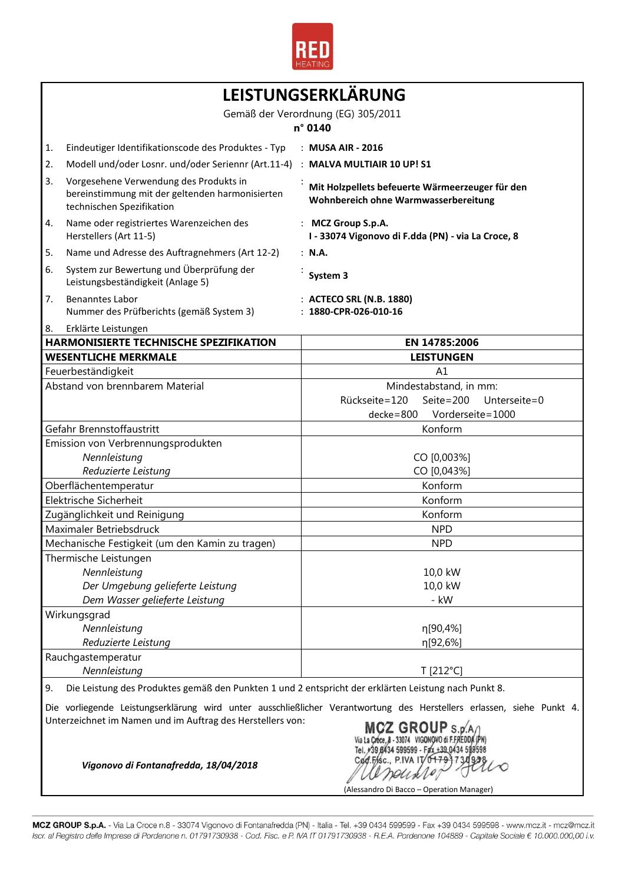RED HEATING

# LEISTUNGSERKLÄRUNG

Gemäß der Verordnung (EG) 305/2011

**n° 0140**

1. Eindeutiger Identifikationscode des Produktes - Typ : **MUSA AIR - 2016**
2. Modell und/oder Losnr. und/oder Seriennr (Art.11-4) : **MALVA MULTIAIR 10 UP! S1**
3. Vorgesehene Verwendung des Produkts in bereinstimmung mit der geltenden harmonisierten technischen Spezifikation : **Mit Holzpellets befeuerte Wärmeerzeuger für den Wohnbereich ohne Warmwasserbereitung**
4. Name oder registriertes Warenzeichen des Herstellers (Art 11-5) : **MCZ Group S.p.A. I - 33074 Vigonovo di F.dda (PN) - via La Croce, 8**
5. Name und Adresse des Auftragnehmers (Art 12-2) : **N.A.**
6. System zur Bewertung und Überprüfung der Leistungsbeständigkeit (Anlage 5) : **System 3**
7. Benanntes Labor : **ACTECO SRL (N.B. 1880)**
   Nummer des Prüfberichts (gemäß System 3) : **1880-CPR-026-010-16**
8. Erklärte Leistungen

| **HARMONISIERTE TECHNISCHE SPEZIFIKATION** | **EN 14785:2006** |
|---|---|
| **WESENTLICHE MERKMALE** | **LEISTUNGEN** |
| Feuerbeständigkeit | A1 |
| Abstand von brennbarem Material | Mindestabstand, in mm: Rückseite=120 Seite=200 Unterseite=0 decke=800 Vorderseite=1000 |
| Gefahr Brennstoffaustritt | Konform |
| Emission von Verbrennungsprodukten | |
| *Nennleistung* | CO [0,003%] |
| *Reduzierte Leistung* | CO [0,043%] |
| Oberflächentemperatur | Konform |
| Elektrische Sicherheit | Konform |
| Zugänglichkeit und Reinigung | Konform |
| Maximaler Betriebsdruck | NPD |
| Mechanische Festigkeit (um den Kamin zu tragen) | NPD |
| Thermische Leistungen | |
| *Nennleistung* | 10,0 kW |
| *Der Umgebung gelieferte Leistung* | 10,0 kW |
| *Dem Wasser gelieferte Leistung* | - kW |
| Wirkungsgrad | |
| *Nennleistung* | η[90,4%] |
| *Reduzierte Leistung* | η[92,6%] |
| Rauchgastemperatur | |
| *Nennleistung* | T [212°C] |

9. Die Leistung des Produktes gemäß den Punkten 1 und 2 entspricht der erklärten Leistung nach Punkt 8.

Die vorliegende Leistungserklärung wird unter ausschließlicher Verantwortung des Herstellers erlassen, siehe Punkt 4. Unterzeichnet im Namen und im Auftrag des Herstellers von:

*Vigonovo di Fontanafredda, 18/04/2018*

MCZ GROUP S.p.A. Via La Croce, 8 - 33074 VIGONOVO di F.FREDDA (PN) Tel. +39 0434 599599 - Fax +39 0434 599598 Cod.Fisc., P.IVA IT 01791730938

(Alessandro Di Bacco – Operation Manager)

**MCZ GROUP S.p.A.** - Via La Croce n.8 - 33074 Vigonovo di Fontanafredda (PN) - Italia - Tel. +39 0434 599599 - Fax +39 0434 599598 - www.mcz.it - mcz@mcz.it
*Iscr. al Registro delle Imprese di Pordenone n. 01791730938 - Cod. Fisc. e P. IVA IT 01791730938 - R.E.A. Pordenone 104889 - Capitale Sociale € 10.000.000,00 i.v.*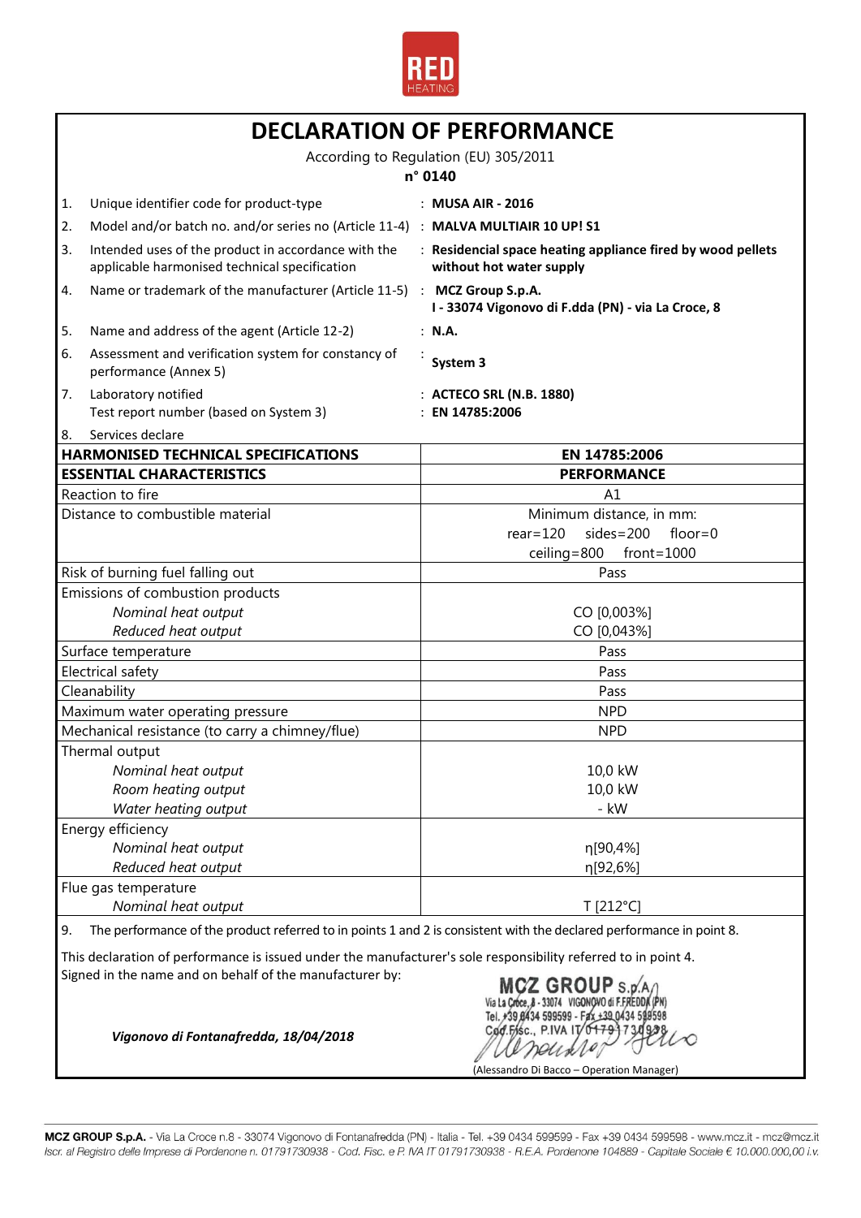RED HEATING

# DECLARATION OF PERFORMANCE

According to Regulation (EU) 305/2011

**n° 0140**

| | | |
|---|---|---|
| 1. | Unique identifier code for product-type | : **MUSA AIR - 2016** |
| 2. | Model and/or batch no. and/or series no (Article 11-4) | : **MALVA MULTIAIR 10 UP! S1** |
| 3. | Intended uses of the product in accordance with the applicable harmonised technical specification | : **Residencial space heating appliance fired by wood pellets without hot water supply** |
| 4. | Name or trademark of the manufacturer (Article 11-5) | : **MCZ Group S.p.A.** **I - 33074 Vigonovo di F.dda (PN) - via La Croce, 8** |
| 5. | Name and address of the agent (Article 12-2) | : **N.A.** |
| 6. | Assessment and verification system for constancy of performance (Annex 5) | : **System 3** |
| 7. | Laboratory notified<br>Test report number (based on System 3) | : **ACTECO SRL (N.B. 1880)**<br>: **EN 14785:2006** |
| 8. | Services declare | |

| **HARMONISED TECHNICAL SPECIFICATIONS** | **EN 14785:2006** |
|---|---|
| **ESSENTIAL CHARACTERISTICS** | **PERFORMANCE** |
| Reaction to fire | A1 |
| Distance to combustible material | Minimum distance, in mm:<br>rear=120 sides=200 floor=0<br>ceiling=800 front=1000 |
| Risk of burning fuel falling out | Pass |
| Emissions of combustion products | |
| *Nominal heat output* | CO [0,003%] |
| *Reduced heat output* | CO [0,043%] |
| Surface temperature | Pass |
| Electrical safety | Pass |
| Cleanability | Pass |
| Maximum water operating pressure | NPD |
| Mechanical resistance (to carry a chimney/flue) | NPD |
| Thermal output | |
| *Nominal heat output* | 10,0 kW |
| *Room heating output* | 10,0 kW |
| *Water heating output* | - kW |
| Energy efficiency | |
| *Nominal heat output* | η[90,4%] |
| *Reduced heat output* | η[92,6%] |
| Flue gas temperature | |
| *Nominal heat output* | T [212°C] |

9. The performance of the product referred to in points 1 and 2 is consistent with the declared performance in point 8.

This declaration of performance is issued under the manufacturer's sole responsibility referred to in point 4.
Signed in the name and on behalf of the manufacturer by:

MCZ GROUP S.p.A.
Via La Croce, 8 - 33074 VIGONOVO di F.FREDDA (PN)
Tel. +39 0434 599599 - Fax +39 0434 599598
Cod.Fisc., P.IVA IT 01791730938

***Vigonovo di Fontanafredda, 18/04/2018***

(Alessandro Di Bacco – Operation Manager)

**MCZ GROUP S.p.A.** - Via La Croce n.8 - 33074 Vigonovo di Fontanafredda (PN) - Italia - Tel. +39 0434 599599 - Fax +39 0434 599598 - www.mcz.it - mcz@mcz.it
*Iscr. al Registro delle Imprese di Pordenone n. 01791730938 - Cod. Fisc. e P. IVA IT 01791730938 - R.E.A. Pordenone 104889 - Capitale Sociale € 10.000.000,00 i.v.*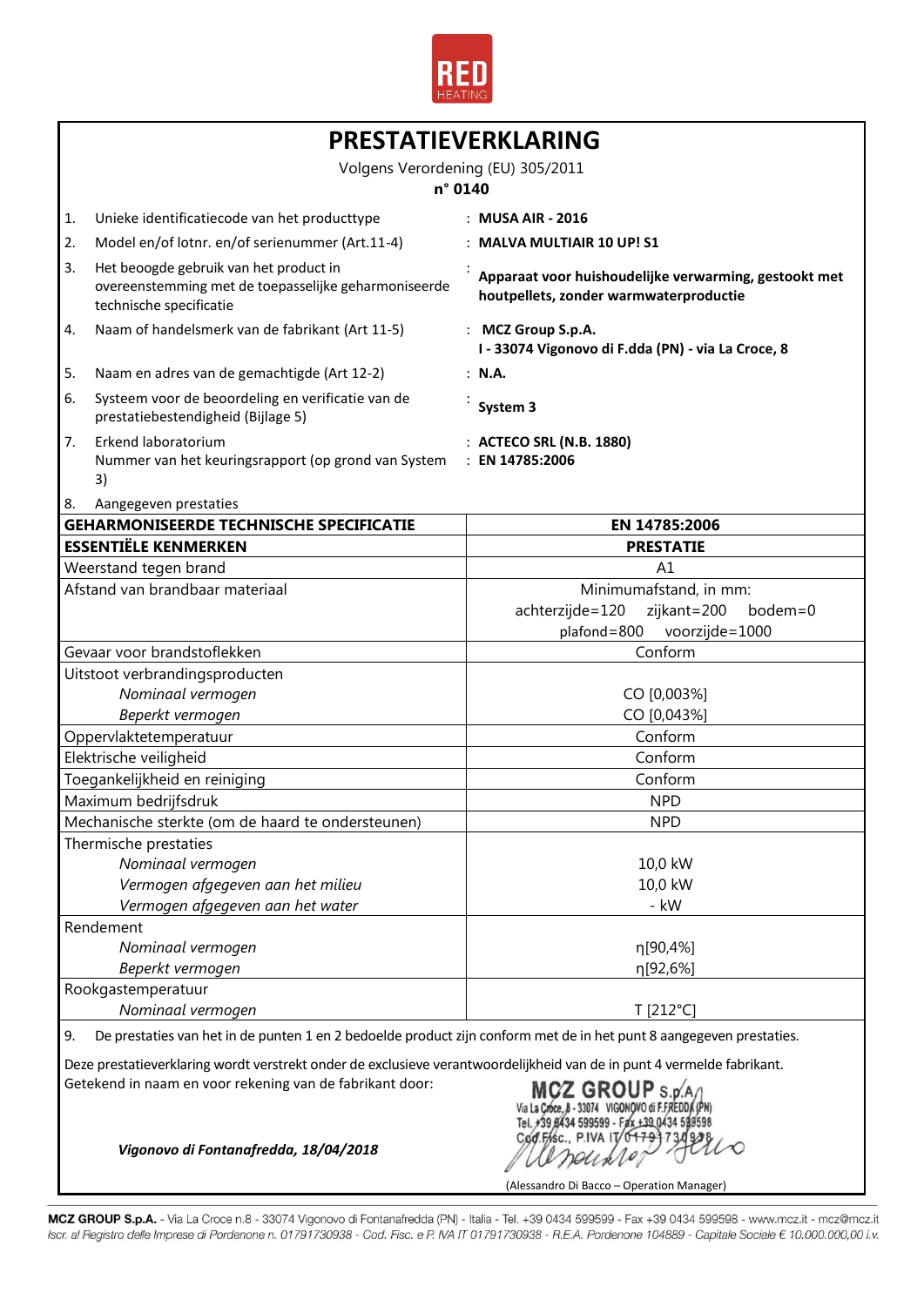RED HEATING

# PRESTATIEVERKLARING

Volgens Verordening (EU) 305/2011

**n° 0140**

1. Unieke identificatiecode van het producttype : **MUSA AIR - 2016**
2. Model en/of lotnr. en/of serienummer (Art.11-4) : **MALVA MULTIAIR 10 UP! S1**
3. Het beoogde gebruik van het product in overeenstemming met de toepasselijke geharmoniseerde technische specificatie : **Apparaat voor huishoudelijke verwarming, gestookt met houtpellets, zonder warmwaterproductie**
4. Naam of handelsmerk van de fabrikant (Art 11-5) : **MCZ Group S.p.A. I - 33074 Vigonovo di F.dda (PN) - via La Croce, 8**
5. Naam en adres van de gemachtigde (Art 12-2) : **N.A.**
6. Systeem voor de beoordeling en verificatie van de prestatiebestendigheid (Bijlage 5) : **System 3**
7. Erkend laboratorium : **ACTECO SRL (N.B. 1880)**
   Nummer van het keuringsrapport (op grond van System 3) : **EN 14785:2006**
8. Aangegeven prestaties

| **GEHARMONISEERDE TECHNISCHE SPECIFICATIE** | **EN 14785:2006** |
|---|---|
| **ESSENTIËLE KENMERKEN** | **PRESTATIE** |
| Weerstand tegen brand | A1 |
| Afstand van brandbaar materiaal | Minimumafstand, in mm: achterzijde=120 zijkant=200 bodem=0 plafond=800 voorzijde=1000 |
| Gevaar voor brandstoflekken | Conform |
| Uitstoot verbrandingsproducten | |
| *Nominaal vermogen* | CO [0,003%] |
| *Beperkt vermogen* | CO [0,043%] |
| Oppervlaktetemperatuur | Conform |
| Elektrische veiligheid | Conform |
| Toegankelijkheid en reiniging | Conform |
| Maximum bedrijfsdruk | NPD |
| Mechanische sterkte (om de haard te ondersteunen) | NPD |
| Thermische prestaties | |
| *Nominaal vermogen* | 10,0 kW |
| *Vermogen afgegeven aan het milieu* | 10,0 kW |
| *Vermogen afgegeven aan het water* | - kW |
| Rendement | |
| *Nominaal vermogen* | η[90,4%] |
| *Beperkt vermogen* | η[92,6%] |
| Rookgastemperatuur | |
| *Nominaal vermogen* | T [212°C] |

9. De prestaties van het in de punten 1 en 2 bedoelde product zijn conform met de in het punt 8 aangegeven prestaties.

Deze prestatieverklaring wordt verstrekt onder de exclusieve verantwoordelijkheid van de in punt 4 vermelde fabrikant.
Getekend in naam en voor rekening van de fabrikant door:

MCZ GROUP S.p.A. Via La Croce, 8 - 33074 VIGONOVO di F.FREDDA (PN) Tel. +39 0434 599599 - Fax +39 0434 599598 Cod.Fisc., P.IVA IT 01791730938

*Vigonovo di Fontanafredda, 18/04/2018*

(Alessandro Di Bacco – Operation Manager)

**MCZ GROUP S.p.A.** - Via La Croce n.8 - 33074 Vigonovo di Fontanafredda (PN) - Italia - Tel. +39 0434 599599 - Fax +39 0434 599598 - www.mcz.it - mcz@mcz.it
*Iscr. al Registro delle Imprese di Pordenone n. 01791730938 - Cod. Fisc. e P. IVA IT 01791730938 - R.E.A. Pordenone 104889 - Capitale Sociale € 10.000.000,00 i.v.*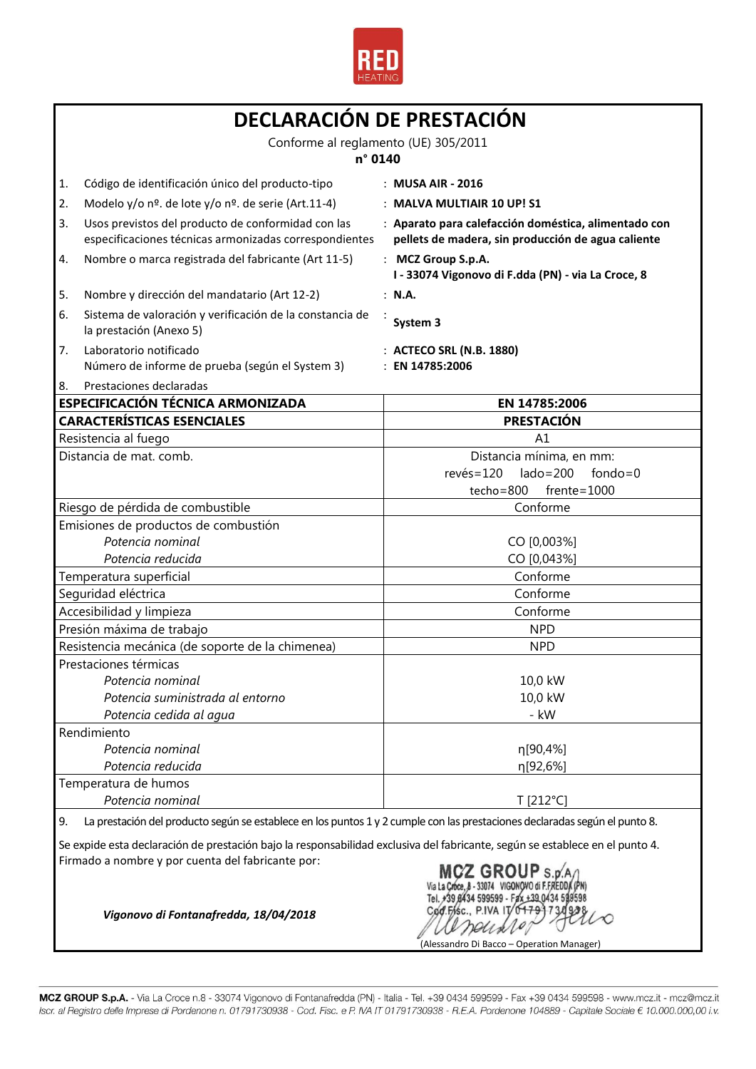RED HEATING

# DECLARACIÓN DE PRESTACIÓN

Conforme al reglamento (UE) 305/2011

**n° 0140**

1. Código de identificación único del producto-tipo : **MUSA AIR - 2016**
2. Modelo y/o nº. de lote y/o nº. de serie (Art.11-4) : **MALVA MULTIAIR 10 UP! S1**
3. Usos previstos del producto de conformidad con las especificaciones técnicas armonizadas correspondientes : **Aparato para calefacción doméstica, alimentado con pellets de madera, sin producción de agua caliente**
4. Nombre o marca registrada del fabricante (Art 11-5) : **MCZ Group S.p.A. I - 33074 Vigonovo di F.dda (PN) - via La Croce, 8**
5. Nombre y dirección del mandatario (Art 12-2) : **N.A.**
6. Sistema de valoración y verificación de la constancia de la prestación (Anexo 5) : **System 3**
7. Laboratorio notificado : **ACTECO SRL (N.B. 1880)**
   Número de informe de prueba (según el System 3) : **EN 14785:2006**
8. Prestaciones declaradas

| **ESPECIFICACIÓN TÉCNICA ARMONIZADA** | **EN 14785:2006** |
|---|---|
| **CARACTERÍSTICAS ESENCIALES** | **PRESTACIÓN** |
| Resistencia al fuego | A1 |
| Distancia de mat. comb. | Distancia mínima, en mm: revés=120 lado=200 fondo=0 techo=800 frente=1000 |
| Riesgo de pérdida de combustible | Conforme |
| Emisiones de productos de combustión | |
| *Potencia nominal* | CO [0,003%] |
| *Potencia reducida* | CO [0,043%] |
| Temperatura superficial | Conforme |
| Seguridad eléctrica | Conforme |
| Accesibilidad y limpieza | Conforme |
| Presión máxima de trabajo | NPD |
| Resistencia mecánica (de soporte de la chimenea) | NPD |
| Prestaciones térmicas | |
| *Potencia nominal* | 10,0 kW |
| *Potencia suministrada al entorno* | 10,0 kW |
| *Potencia cedida al agua* | - kW |
| Rendimiento | |
| *Potencia nominal* | η[90,4%] |
| *Potencia reducida* | η[92,6%] |
| Temperatura de humos | |
| *Potencia nominal* | T [212°C] |

9. La prestación del producto según se establece en los puntos 1 y 2 cumple con las prestaciones declaradas según el punto 8.

Se expide esta declaración de prestación bajo la responsabilidad exclusiva del fabricante, según se establece en el punto 4.
Firmado a nombre y por cuenta del fabricante por:

MCZ GROUP S.p.A. Via La Croce, 8 - 33074 VIGONOVO di F.FREDDA (PN) Tel. +39 0434 599599 - Fax +39 0434 599598 Cod. Fisc., P.IVA IT 01791730938

***Vigonovo di Fontanafredda, 18/04/2018***

(Alessandro Di Bacco – Operation Manager)

**MCZ GROUP S.p.A.** - Via La Croce n.8 - 33074 Vigonovo di Fontanafredda (PN) - Italia - Tel. +39 0434 599599 - Fax +39 0434 599598 - www.mcz.it - mcz@mcz.it
*Iscr. al Registro delle Imprese di Pordenone n. 01791730938 - Cod. Fisc. e P. IVA IT 01791730938 - R.E.A. Pordenone 104889 - Capitale Sociale € 10.000.000,00 i.v.*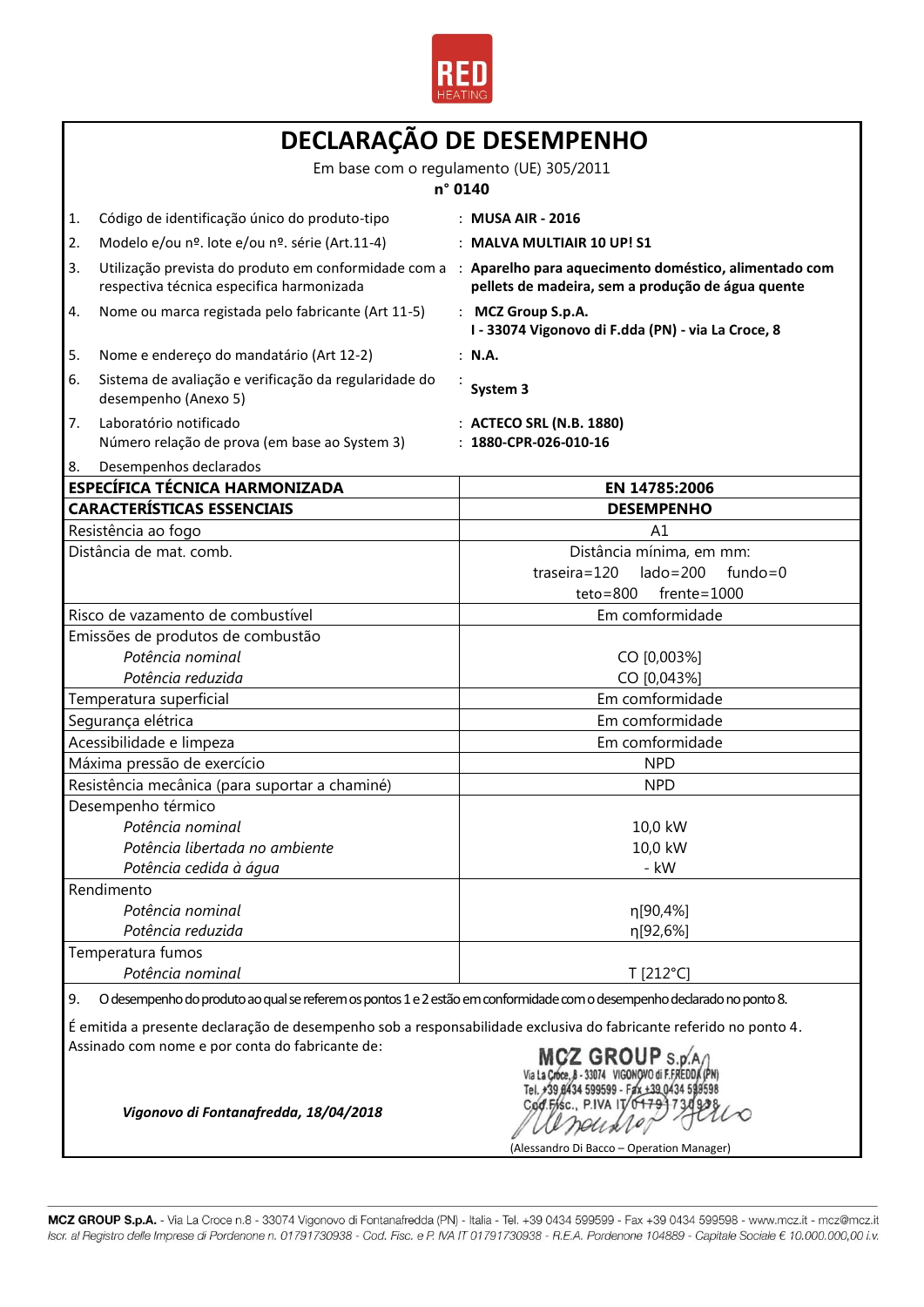RED HEATING

# DECLARAÇÃO DE DESEMPENHO

Em base com o regulamento (UE) 305/2011

**n° 0140**

| | | |
|---|---|---|
| 1. | Código de identificação único do produto-tipo | : **MUSA AIR - 2016** |
| 2. | Modelo e/ou nº. lote e/ou nº. série (Art.11-4) | : **MALVA MULTIAIR 10 UP! S1** |
| 3. | Utilização prevista do produto em conformidade com a respectiva técnica especifica harmonizada | : **Aparelho para aquecimento doméstico, alimentado com pellets de madeira, sem a produção de água quente** |
| 4. | Nome ou marca registada pelo fabricante (Art 11-5) | : **MCZ Group S.p.A. I - 33074 Vigonovo di F.dda (PN) - via La Croce, 8** |
| 5. | Nome e endereço do mandatário (Art 12-2) | : **N.A.** |
| 6. | Sistema de avaliação e verificação da regularidade do desempenho (Anexo 5) | : **System 3** |
| 7. | Laboratório notificado<br>Número relação de prova (em base ao System 3) | : **ACTECO SRL (N.B. 1880)**<br>: **1880-CPR-026-010-16** |
| 8. | Desempenhos declarados | |

| **ESPECÍFICA TÉCNICA HARMONIZADA** | **EN 14785:2006** |
|---|---|
| **CARACTERÍSTICAS ESSENCIAIS** | **DESEMPENHO** |
| Resistência ao fogo | A1 |
| Distância de mat. comb. | Distância mínima, em mm:<br>traseira=120 lado=200 fundo=0<br>teto=800 frente=1000 |
| Risco de vazamento de combustível | Em comformidade |
| Emissões de produtos de combustão<br>*Potência nominal*<br>*Potência reduzida* | <br>CO [0,003%]<br>CO [0,043%] |
| Temperatura superficial | Em comformidade |
| Segurança elétrica | Em comformidade |
| Acessibilidade e limpeza | Em comformidade |
| Máxima pressão de exercício | NPD |
| Resistência mecânica (para suportar a chaminé) | NPD |
| Desempenho térmico<br>*Potência nominal*<br>*Potência libertada no ambiente*<br>*Potência cedida à água* | <br>10,0 kW<br>10,0 kW<br>- kW |
| Rendimento<br>*Potência nominal*<br>*Potência reduzida* | <br>η[90,4%]<br>η[92,6%] |
| Temperatura fumos<br>*Potência nominal* | <br>T [212°C] |

9. O desempenho do produto ao qual se referem os pontos 1 e 2 estão em conformidade com o desempenho declarado no ponto 8.

É emitida a presente declaração de desempenho sob a responsabilidade exclusiva do fabricante referido no ponto 4.
Assinado com nome e por conta do fabricante de:

***Vigonovo di Fontanafredda, 18/04/2018***

MCZ GROUP S.p.A.
Via La Croce, 8 - 33074 VIGONOVO di F.FREDDA (PN)
Tel. +39 0434 599599 - Fax +39 0434 599598
Cod. Fisc., P.IVA IT 01791730938

(Alessandro Di Bacco – Operation Manager)

**MCZ GROUP S.p.A.** - Via La Croce n.8 - 33074 Vigonovo di Fontanafredda (PN) - Italia - Tel. +39 0434 599599 - Fax +39 0434 599598 - www.mcz.it - mcz@mcz.it
*Iscr. al Registro delle Imprese di Pordenone n. 01791730938 - Cod. Fisc. e P. IVA IT 01791730938 - R.E.A. Pordenone 104889 - Capitale Sociale € 10.000.000,00 i.v.*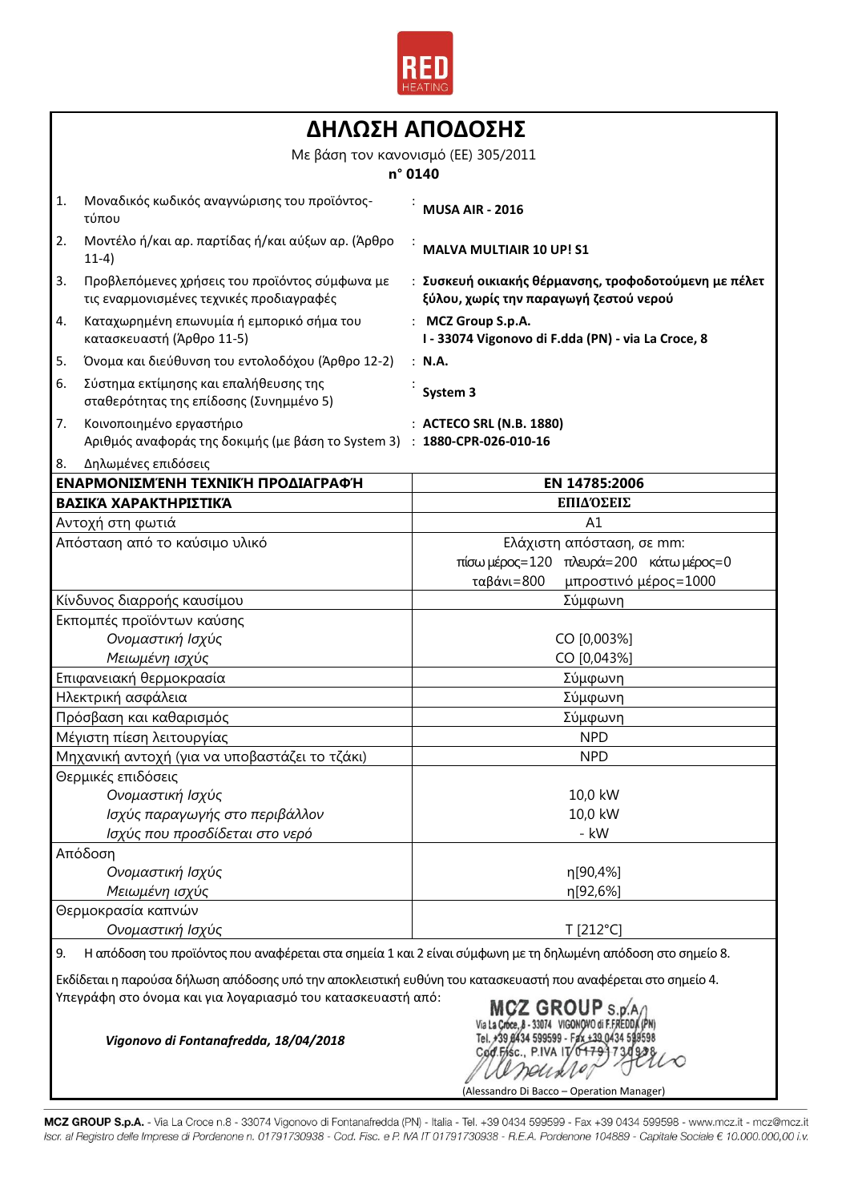RED HEATING

# ΔΗΛΩΣΗ ΑΠΟΔΟΣΗΣ

Με βάση τον κανονισμό (ΕΕ) 305/2011

**n° 0140**

| | | |
|---|---|---|
| 1. | Μοναδικός κωδικός αναγνώρισης του προϊόντος-τύπου | : **MUSA AIR - 2016** |
| 2. | Μοντέλο ή/και αρ. παρτίδας ή/και αύξων αρ. (Άρθρο 11-4) | : **MALVA MULTIAIR 10 UP! S1** |
| 3. | Προβλεπόμενες χρήσεις του προϊόντος σύμφωνα με τις εναρμονισμένες τεχνικές προδιαγραφές | : **Συσκευή οικιακής θέρμανσης, τροφοδοτούμενη με πέλετ ξύλου, χωρίς την παραγωγή ζεστού νερού** |
| 4. | Καταχωρημένη επωνυμία ή εμπορικό σήμα του κατασκευαστή (Άρθρο 11-5) | : **MCZ Group S.p.A.** **I - 33074 Vigonovo di F.dda (PN) - via La Croce, 8** |
| 5. | Όνομα και διεύθυνση του εντολοδόχου (Άρθρο 12-2) | : **N.A.** |
| 6. | Σύστημα εκτίμησης και επαλήθευσης της σταθερότητας της επίδοσης (Συνημμένο 5) | : **System 3** |
| 7. | Κοινοποιημένο εργαστήριο | : **ACTECO SRL (N.B. 1880)** |
| | Αριθμός αναφοράς της δοκιμής (με βάση το System 3) | : **1880-CPR-026-010-16** |
| 8. | Δηλωμένες επιδόσεις | |

| **ΕΝΑΡΜΟΝΙΣΜΈΝΗ ΤΕΧΝΙΚΉ ΠΡΟΔΙΑΓΡΑΦΉ** | **EN 14785:2006** |
|---|---|
| **ΒΑΣΙΚΆ ΧΑΡΑΚΤΗΡΙΣΤΙΚΆ** | **ΕΠΙΔΌΣΕΙΣ** |
| Αντοχή στη φωτιά | A1 |
| Απόσταση από το καύσιμο υλικό | Ελάχιστη απόσταση, σε mm: πίσω μέρος=120 πλευρά=200 κάτω μέρος=0 ταβάνι=800 μπροστινό μέρος=1000 |
| Κίνδυνος διαρροής καυσίμου | Σύμφωνη |
| Εκπομπές προϊόντων καύσης | |
| *Ονομαστική Ισχύς* | CO [0,003%] |
| *Μειωμένη ισχύς* | CO [0,043%] |
| Επιφανειακή θερμοκρασία | Σύμφωνη |
| Ηλεκτρική ασφάλεια | Σύμφωνη |
| Πρόσβαση και καθαρισμός | Σύμφωνη |
| Μέγιστη πίεση λειτουργίας | NPD |
| Μηχανική αντοχή (για να υποβαστάζει το τζάκι) | NPD |
| Θερμικές επιδόσεις | |
| *Ονομαστική Ισχύς* | 10,0 kW |
| *Ισχύς παραγωγής στο περιβάλλον* | 10,0 kW |
| *Ισχύς που προσδίδεται στο νερό* | - kW |
| Απόδοση | |
| *Ονομαστική Ισχύς* | η[90,4%] |
| *Μειωμένη ισχύς* | η[92,6%] |
| Θερμοκρασία καπνών | |
| *Ονομαστική Ισχύς* | T [212°C] |

9. Η απόδοση του προϊόντος που αναφέρεται στα σημεία 1 και 2 είναι σύμφωνη με τη δηλωμένη απόδοση στο σημείο 8.

Εκδίδεται η παρούσα δήλωση απόδοσης υπό την αποκλειστική ευθύνη του κατασκευαστή που αναφέρεται στο σημείο 4.
Υπεγράφη στο όνομα και για λογαριασμό του κατασκευαστή από:

***Vigonovo di Fontanafredda, 18/04/2018***

MCZ GROUP S.p.A.
Via La Croce, 8 - 33074 VIGONOVO di F.FREDDA (PN)
Tel. +39 0434 599599 - Fax +39 0434 599598
Cod.Fisc., P.IVA IT 01791730938

(Alessandro Di Bacco – Operation Manager)

**MCZ GROUP S.p.A.** - Via La Croce n.8 - 33074 Vigonovo di Fontanafredda (PN) - Italia - Tel. +39 0434 599599 - Fax +39 0434 599598 - www.mcz.it - mcz@mcz.it
*Iscr. al Registro delle Imprese di Pordenone n. 01791730938 - Cod. Fisc. e P. IVA IT 01791730938 - R.E.A. Pordenone 104889 - Capitale Sociale € 10.000.000,00 i.v.*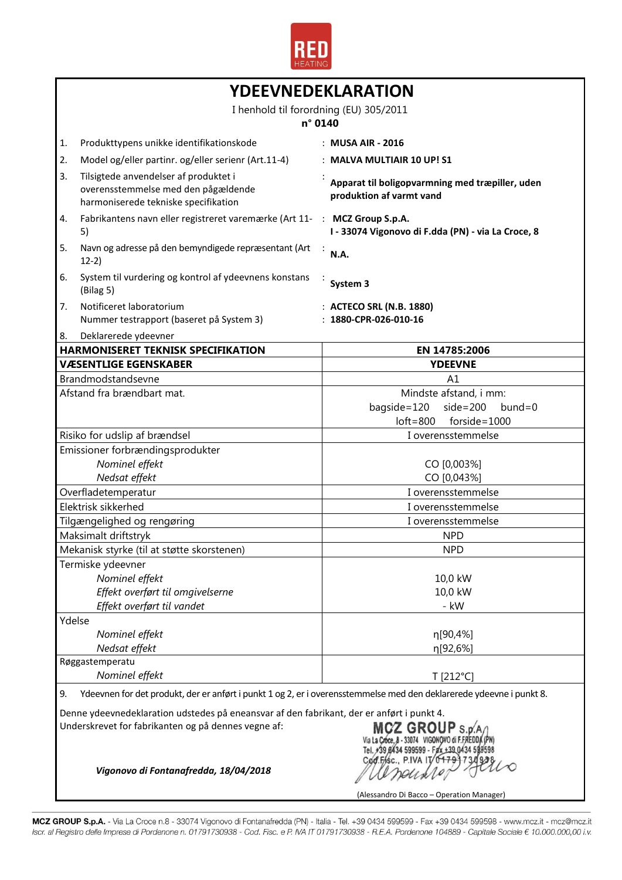RED HEATING

# YDEEVNEDEKLARATION

I henhold til forordning (EU) 305/2011

**n° 0140**

| | | |
|---|---|---|
| 1. | Produkttypens unikke identifikationskode | : **MUSA AIR - 2016** |
| 2. | Model og/eller partinr. og/eller serienr (Art.11-4) | : **MALVA MULTIAIR 10 UP! S1** |
| 3. | Tilsigtede anvendelser af produktet i overensstemmelse med den pågældende harmoniserede tekniske specifikation | : **Apparat til boligopvarmning med træpiller, uden produktion af varmt vand** |
| 4. | Fabrikantens navn eller registreret varemærke (Art 11-5) | : **MCZ Group S.p.A.** **I - 33074 Vigonovo di F.dda (PN) - via La Croce, 8** |
| 5. | Navn og adresse på den bemyndigede repræsentant (Art 12-2) | : **N.A.** |
| 6. | System til vurdering og kontrol af ydeevnens konstans (Bilag 5) | : **System 3** |
| 7. | Notificeret laboratorium | : **ACTECO SRL (N.B. 1880)** |
| | Nummer testrapport (baseret på System 3) | : **1880-CPR-026-010-16** |
| 8. | Deklarerede ydeevner | |

| **HARMONISERET TEKNISK SPECIFIKATION** | **EN 14785:2006** |
|---|---|
| **VÆSENTLIGE EGENSKABER** | **YDEEVNE** |
| Brandmodstandsevne | A1 |
| Afstand fra brændbart mat. | Mindste afstand, i mm: bagside=120 side=200 bund=0 loft=800 forside=1000 |
| Risiko for udslip af brændsel | I overensstemmelse |
| Emissioner forbrændingsprodukter | |
| *Nominel effekt* | CO [0,003%] |
| *Nedsat effekt* | CO [0,043%] |
| Overfladetemperatur | I overensstemmelse |
| Elektrisk sikkerhed | I overensstemmelse |
| Tilgængelighed og rengøring | I overensstemmelse |
| Maksimalt driftstryk | NPD |
| Mekanisk styrke (til at støtte skorstenen) | NPD |
| Termiske ydeevner | |
| *Nominel effekt* | 10,0 kW |
| *Effekt overført til omgivelserne* | 10,0 kW |
| *Effekt overført til vandet* | - kW |
| Ydelse | |
| *Nominel effekt* | η[90,4%] |
| *Nedsat effekt* | η[92,6%] |
| Røggastemperatu | |
| *Nominel effekt* | T [212°C] |

9. Ydeevnen for det produkt, der er anført i punkt 1 og 2, er i overensstemmelse med den deklarerede ydeevne i punkt 8.

Denne ydeevnedeklaration udstedes på eneansvar af den fabrikant, der er anført i punkt 4.
Underskrevet for fabrikanten og på dennes vegne af:

MCZ GROUP S.p.A. Via La Croce, 8 - 33074 VIGONOVO di F.FREDDA (PN) Tel. +39 0434 599599 - Fax +39 0434 599598 Cod.Fisc., P.IVA IT 01791730938

*Vigonovo di Fontanafredda, 18/04/2018*

(Alessandro Di Bacco – Operation Manager)

**MCZ GROUP S.p.A.** - Via La Croce n.8 - 33074 Vigonovo di Fontanafredda (PN) - Italia - Tel. +39 0434 599599 - Fax +39 0434 599598 - www.mcz.it - mcz@mcz.it
*Iscr. al Registro delle Imprese di Pordenone n. 01791730938 - Cod. Fisc. e P. IVA IT 01791730938 - R.E.A. Pordenone 104889 - Capitale Sociale € 10.000.000,00 i.v.*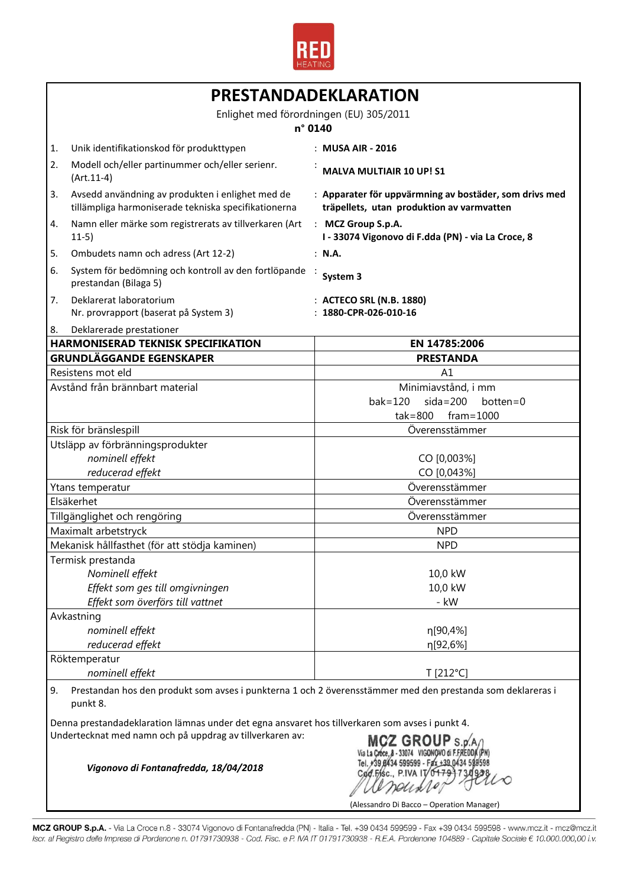RED HEATING

# PRESTANDADEKLARATION

Enlighet med förordningen (EU) 305/2011

**n° 0140**

| | | |
|---|---|---|
| 1. | Unik identifikationskod för produkttypen | : **MUSA AIR - 2016** |
| 2. | Modell och/eller partinummer och/eller serienr. (Art.11-4) | : **MALVA MULTIAIR 10 UP! S1** |
| 3. | Avsedd användning av produkten i enlighet med de tillämpliga harmoniserade tekniska specifikationerna | : **Apparater för uppvärmning av bostäder, som drivs med träpellets, utan produktion av varmvatten** |
| 4. | Namn eller märke som registrerats av tillverkaren (Art 11-5) | : **MCZ Group S.p.A.** **I - 33074 Vigonovo di F.dda (PN) - via La Croce, 8** |
| 5. | Ombudets namn och adress (Art 12-2) | : **N.A.** |
| 6. | System för bedömning och kontroll av den fortlöpande prestandan (Bilaga 5) | : **System 3** |
| 7. | Deklarerat laboratorium Nr. provrapport (baserat på System 3) | : **ACTECO SRL (N.B. 1880)** : **1880-CPR-026-010-16** |
| 8. | Deklarerade prestationer | |

| **HARMONISERAD TEKNISK SPECIFIKATION** | **EN 14785:2006** |
|---|---|
| **GRUNDLÄGGANDE EGENSKAPER** | **PRESTANDA** |
| Resistens mot eld | A1 |
| Avstånd från brännbart material | Minimiavstånd, i mm<br>bak=120 sida=200 botten=0<br>tak=800 fram=1000 |
| Risk för bränslespill | Överensstämmer |
| Utsläpp av förbränningsprodukter<br>*nominell effekt*<br>*reducerad effekt* | <br>CO [0,003%]<br>CO [0,043%] |
| Ytans temperatur | Överensstämmer |
| Elsäkerhet | Överensstämmer |
| Tillgänglighet och rengöring | Överensstämmer |
| Maximalt arbetstryck | NPD |
| Mekanisk hållfasthet (för att stödja kaminen) | NPD |
| Termisk prestanda<br>*Nominell effekt*<br>*Effekt som ges till omgivningen*<br>*Effekt som överförs till vattnet* | <br>10,0 kW<br>10,0 kW<br>- kW |
| Avkastning<br>*nominell effekt*<br>*reducerad effekt* | <br>η[90,4%]<br>η[92,6%] |
| Röktemperatur<br>*nominell effekt* | <br>T [212°C] |

9. Prestandan hos den produkt som avses i punkterna 1 och 2 överensstämmer med den prestanda som deklareras i punkt 8.

Denna prestandadeklaration lämnas under det egna ansvaret hos tillverkaren som avses i punkt 4.
Undertecknat med namn och på uppdrag av tillverkaren av:

*Vigonovo di Fontanafredda, 18/04/2018*

MCZ GROUP S.p.A.
Via La Croce, 8 - 33074 VIGONOVO di F.FREDDA (PN)
Tel. +39 0434 599599 - Fax +39 0434 599598
Cod.Fisc., P.IVA IT 01791730938

(Alessandro Di Bacco – Operation Manager)

**MCZ GROUP S.p.A.** - Via La Croce n.8 - 33074 Vigonovo di Fontanafredda (PN) - Italia - Tel. +39 0434 599599 - Fax +39 0434 599598 - www.mcz.it - mcz@mcz.it
*Iscr. al Registro delle Imprese di Pordenone n. 01791730938 - Cod. Fisc. e P. IVA IT 01791730938 - R.E.A. Pordenone 104889 - Capitale Sociale € 10.000.000,00 i.v.*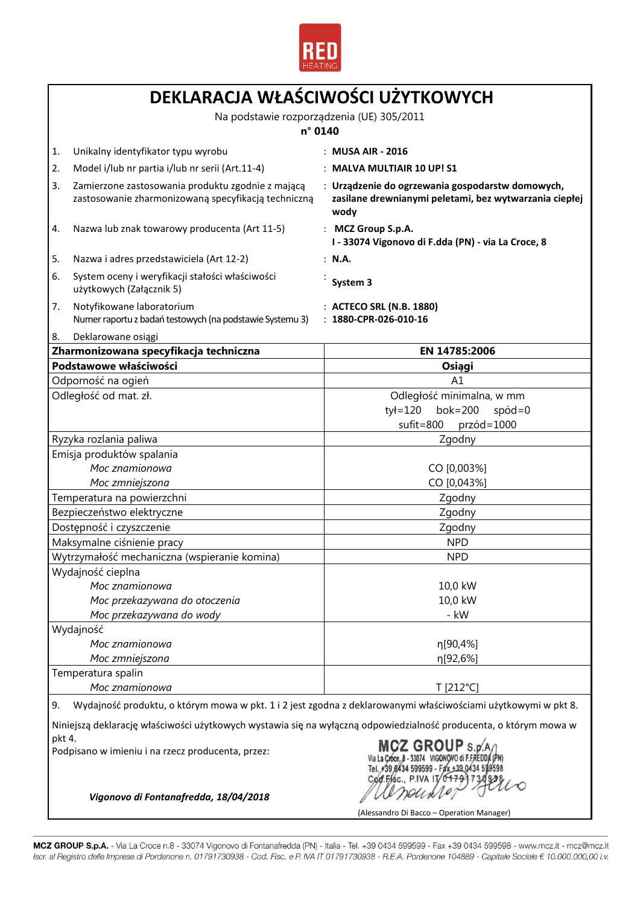RED HEATING

# DEKLARACJA WŁAŚCIWOŚCI UŻYTKOWYCH

Na podstawie rozporządzenia (UE) 305/2011

**n° 0140**

1. Unikalny identyfikator typu wyrobu : **MUSA AIR - 2016**
2. Model i/lub nr partia i/lub nr serii (Art.11-4) : **MALVA MULTIAIR 10 UP! S1**
3. Zamierzone zastosowania produktu zgodnie z mającą zastosowanie zharmonizowaną specyfikacją techniczną : **Urządzenie do ogrzewania gospodarstw domowych, zasilane drewnianymi peletami, bez wytwarzania ciepłej wody**
4. Nazwa lub znak towarowy producenta (Art 11-5) : **MCZ Group S.p.A. I - 33074 Vigonovo di F.dda (PN) - via La Croce, 8**
5. Nazwa i adres przedstawiciela (Art 12-2) : **N.A.**
6. System oceny i weryfikacji stałości właściwości użytkowych (Załącznik 5) : **System 3**
7. Notyfikowane laboratorium : **ACTECO SRL (N.B. 1880)**
   Numer raportu z badań testowych (na podstawie Systemu 3) : **1880-CPR-026-010-16**
8. Deklarowane osiągi

| **Zharmonizowana specyfikacja techniczna** | **EN 14785:2006** |
|---|---|
| **Podstawowe właściwości** | **Osiągi** |
| Odporność na ogień | A1 |
| Odległość od mat. zł. | Odległość minimalna, w mm<br>tył=120 bok=200 spód=0<br>sufit=800 przód=1000 |
| Ryzyka rozlania paliwa | Zgodny |
| Emisja produktów spalania<br>*Moc znamionowa*<br>*Moc zmniejszona* | <br>CO [0,003%]<br>CO [0,043%] |
| Temperatura na powierzchni | Zgodny |
| Bezpieczeństwo elektryczne | Zgodny |
| Dostępność i czyszczenie | Zgodny |
| Maksymalne ciśnienie pracy | NPD |
| Wytrzymałość mechaniczna (wspieranie komina) | NPD |
| Wydajność cieplna<br>*Moc znamionowa*<br>*Moc przekazywana do otoczenia*<br>*Moc przekazywana do wody* | <br>10,0 kW<br>10,0 kW<br>- kW |
| Wydajność<br>*Moc znamionowa*<br>*Moc zmniejszona* | <br>η[90,4%]<br>η[92,6%] |
| Temperatura spalin<br>*Moc znamionowa* | <br>T [212°C] |

9. Wydajność produktu, o którym mowa w pkt. 1 i 2 jest zgodna z deklarowanymi właściwościami użytkowymi w pkt 8.

Niniejszą deklarację właściwości użytkowych wystawia się na wyłączną odpowiedzialność producenta, o którym mowa w pkt 4.

Podpisano w imieniu i na rzecz producenta, przez:

MCZ GROUP S.p.A.
Via La Croce, 8 - 33074 VIGONOVO di F.FREDDA (PN)
Tel. +39 0434 599599 - Fax +39 0434 599598
Cod. Fisc., P.IVA IT 01791730938

*Vigonovo di Fontanafredda, 18/04/2018*

(Alessandro Di Bacco – Operation Manager)

**MCZ GROUP S.p.A.** - Via La Croce n.8 - 33074 Vigonovo di Fontanafredda (PN) - Italia - Tel. +39 0434 599599 - Fax +39 0434 599598 - www.mcz.it - mcz@mcz.it
*Iscr. al Registro delle Imprese di Pordenone n. 01791730938 - Cod. Fisc. e P. IVA IT 01791730938 - R.E.A. Pordenone 104889 - Capitale Sociale € 10.000.000,00 i.v.*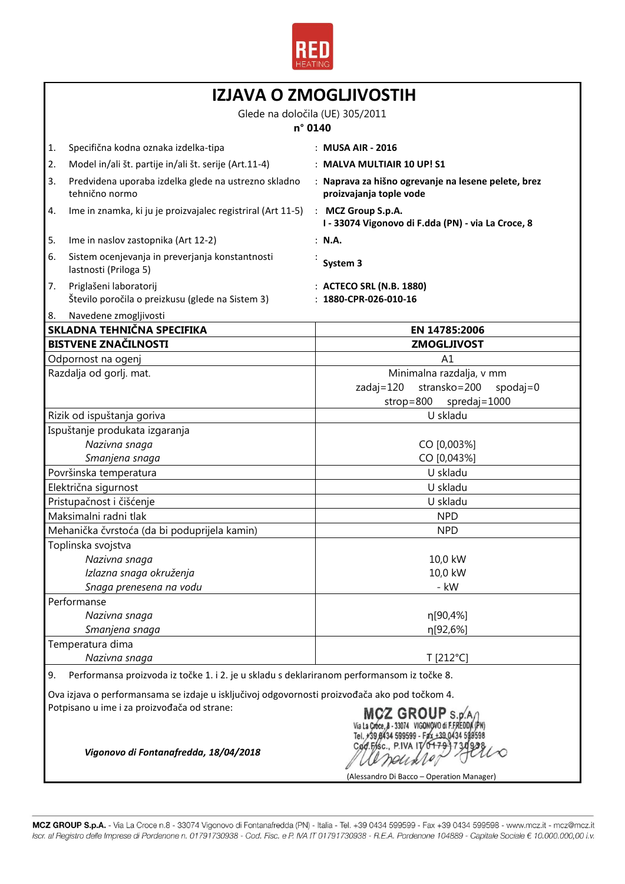RED HEATING

# IZJAVA O ZMOGLJIVOSTIH

Glede na določila (UE) 305/2011

**n° 0140**

1. Specifična kodna oznaka izdelka-tipa : **MUSA AIR - 2016**
2. Model in/ali št. partije in/ali št. serije (Art.11-4) : **MALVA MULTIAIR 10 UP! S1**
3. Predvidena uporaba izdelka glede na ustrezno skladno tehnično normo : **Naprava za hišno ogrevanje na lesene pelete, brez proizvajanja tople vode**
4. Ime in znamka, ki ju je proizvajalec registriral (Art 11-5) : **MCZ Group S.p.A. I - 33074 Vigonovo di F.dda (PN) - via La Croce, 8**
5. Ime in naslov zastopnika (Art 12-2) : **N.A.**
6. Sistem ocenjevanja in preverjanja konstantnosti lastnosti (Priloga 5) : **System 3**
7. Priglašeni laboratorij : **ACTECO SRL (N.B. 1880)**
   Število poročila o preizkusu (glede na Sistem 3) : **1880-CPR-026-010-16**
8. Navedene zmogljivosti

| **SKLADNA TEHNIČNA SPECIFIKA** | **EN 14785:2006** |
|---|---|
| **BISTVENE ZNAČILNOSTI** | **ZMOGLJIVOST** |
| Odpornost na ogenj | A1 |
| Razdalja od gorlj. mat. | Minimalna razdalja, v mm<br>zadaj=120 stransko=200 spodaj=0<br>strop=800 spredaj=1000 |
| Rizik od ispuštanja goriva | U skladu |
| Ispuštanje produkata izgaranja<br>*Nazivna snaga*<br>*Smanjena snaga* | <br>CO [0,003%]<br>CO [0,043%] |
| Površinska temperatura | U skladu |
| Električna sigurnost | U skladu |
| Pristupačnost i čišćenje | U skladu |
| Maksimalni radni tlak | NPD |
| Mehanička čvrstoća (da bi poduprijela kamin) | NPD |
| Toplinska svojstva<br>*Nazivna snaga*<br>*Izlazna snaga okruženja*<br>*Snaga prenesena na vodu* | <br>10,0 kW<br>10,0 kW<br>- kW |
| Performanse<br>*Nazivna snaga*<br>*Smanjena snaga* | <br>η[90,4%]<br>η[92,6%] |
| Temperatura dima<br>*Nazivna snaga* | <br>T [212°C] |

9. Performansa proizvoda iz točke 1. i 2. je u skladu s deklariranom performansom iz točke 8.

Ova izjava o performansama se izdaje u isključivoj odgovornosti proizvođača ako pod točkom 4.
Potpisano u ime i za proizvođača od strane:

*Vigonovo di Fontanafredda, 18/04/2018*

MCZ GROUP S.p.A. Via La Croce, 8 - 33074 VIGONOVO di F.FREDDA (PN) Tel. +39 0434 599599 - Fax +39 0434 599598 Cod.Fisc., P.IVA IT 01791730938

(Alessandro Di Bacco – Operation Manager)

**MCZ GROUP S.p.A.** - Via La Croce n.8 - 33074 Vigonovo di Fontanafredda (PN) - Italia - Tel. +39 0434 599599 - Fax +39 0434 599598 - www.mcz.it - mcz@mcz.it
*Iscr. al Registro delle Imprese di Pordenone n. 01791730938 - Cod. Fisc. e P. IVA IT 01791730938 - R.E.A. Pordenone 104889 - Capitale Sociale € 10.000.000,00 i.v.*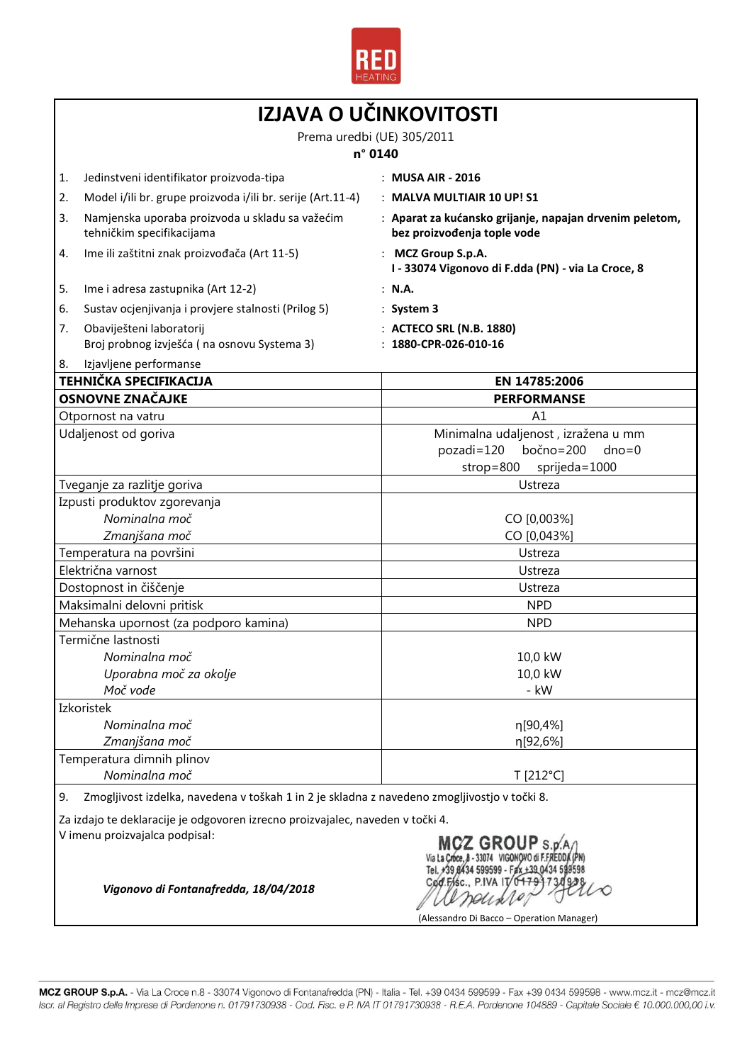RED HEATING

# IZJAVA O UČINKOVITOSTI

Prema uredbi (UE) 305/2011

**n° 0140**

| | | |
|---|---|---|
| 1. | Jedinstveni identifikator proizvoda-tipa | : **MUSA AIR - 2016** |
| 2. | Model i/ili br. grupe proizvoda i/ili br. serije (Art.11-4) | : **MALVA MULTIAIR 10 UP! S1** |
| 3. | Namjenska uporaba proizvoda u skladu sa važećim tehničkim specifikacijama | : **Aparat za kućansko grijanje, napajan drvenim peletom, bez proizvođenja tople vode** |
| 4. | Ime ili zaštitni znak proizvođača (Art 11-5) | : **MCZ Group S.p.A. I - 33074 Vigonovo di F.dda (PN) - via La Croce, 8** |
| 5. | Ime i adresa zastupnika (Art 12-2) | : **N.A.** |
| 6. | Sustav ocjenjivanja i provjere stalnosti (Prilog 5) | : **System 3** |
| 7. | Obaviješteni laboratorij<br>Broj probnog izvješća ( na osnovu Systema 3) | : **ACTECO SRL (N.B. 1880)**<br>: **1880-CPR-026-010-16** |
| 8. | Izjavljene performanse | |

| **TEHNIČKA SPECIFIKACIJA** | **EN 14785:2006** |
|---|---|
| **OSNOVNE ZNAČAJKE** | **PERFORMANSE** |
| Otpornost na vatru | A1 |
| Udaljenost od goriva | Minimalna udaljenost , izražena u mm<br>pozadi=120 bočno=200 dno=0<br>strop=800 sprijeda=1000 |
| Tveganje za razlitje goriva | Ustreza |
| Izpusti produktov zgorevanja | |
| *Nominalna moč* | CO [0,003%] |
| *Zmanjšana moč* | CO [0,043%] |
| Temperatura na površini | Ustreza |
| Električna varnost | Ustreza |
| Dostopnost in čiščenje | Ustreza |
| Maksimalni delovni pritisk | NPD |
| Mehanska upornost (za podporo kamina) | NPD |
| Termične lastnosti | |
| *Nominalna moč* | 10,0 kW |
| *Uporabna moč za okolje* | 10,0 kW |
| *Moč vode* | - kW |
| Izkoristek | |
| *Nominalna moč* | η[90,4%] |
| *Zmanjšana moč* | η[92,6%] |
| Temperatura dimnih plinov | |
| *Nominalna moč* | T [212°C] |

9. Zmogljivost izdelka, navedena v toškah 1 in 2 je skladna z navedeno zmogljivostjo v točki 8.

Za izdajo te deklaracije je odgovoren izrecno proizvajalec, naveden v točki 4.

V imenu proizvajalca podpisal:

***Vigonovo di Fontanafredda, 18/04/2018***

MCZ GROUP S.p.A. Via La Croce, 8 - 33074 VIGONOVO di F.FREDDA (PN) Tel. +39 0434 599599 - Fax +39 0434 599598 Cod.Fisc., P.IVA IT 01791730938

(Alessandro Di Bacco – Operation Manager)

**MCZ GROUP S.p.A.** - Via La Croce n.8 - 33074 Vigonovo di Fontanafredda (PN) - Italia - Tel. +39 0434 599599 - Fax +39 0434 599598 - www.mcz.it - mcz@mcz.it
*Iscr. al Registro delle Imprese di Pordenone n. 01791730938 - Cod. Fisc. e P. IVA IT 01791730938 - R.E.A. Pordenone 104889 - Capitale Sociale € 10.000.000,00 i.v.*